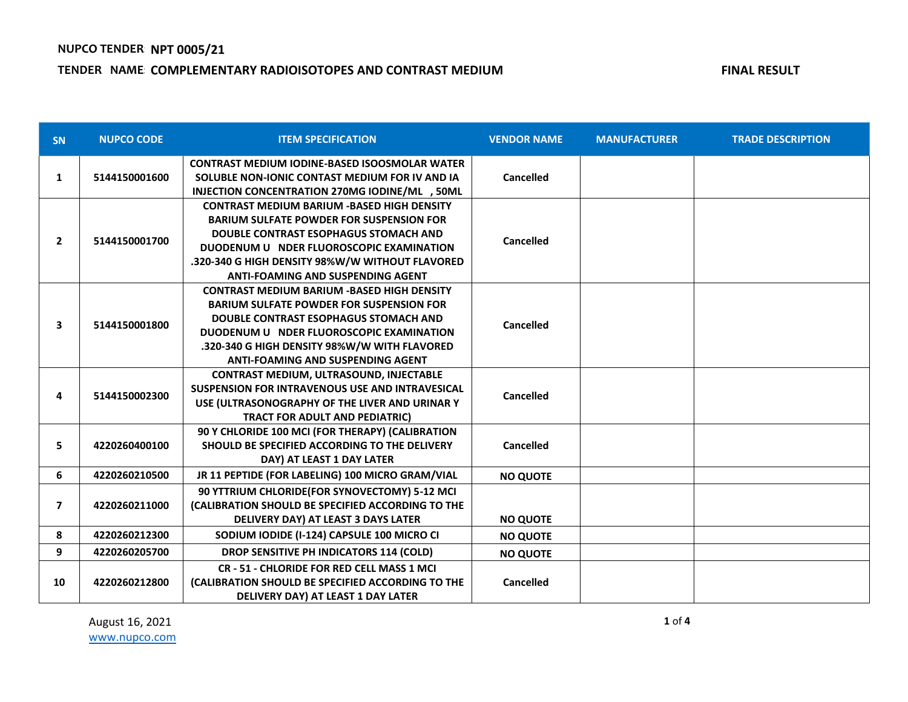**NUPCO TENDER NPT 0005/21**

**TENDER NAME COMPLEMENTARY RADIOISOTOPES AND CONTRAST MEDIUM** **FINAL RESULT**

| SN | NUPCO CODE | ITEM SPECIFICATION | VENDOR NAME | MANUFACTURER | TRADE DESCRIPTION |
|---|---|---|---|---|---|
| 1 | 5144150001600 | CONTRAST MEDIUM IODINE-BASED ISOOSMOLAR WATER SOLUBLE NON-IONIC CONTAST MEDIUM FOR IV AND IA INJECTION CONCENTRATION 270MG IODINE/ML , 50ML | Cancelled | | |
| 2 | 5144150001700 | CONTRAST MEDIUM BARIUM -BASED HIGH DENSITY BARIUM SULFATE POWDER FOR SUSPENSION FOR DOUBLE CONTRAST ESOPHAGUS STOMACH AND DUODENUM U NDER FLUOROSCOPIC EXAMINATION .320-340 G HIGH DENSITY 98%W/W WITHOUT FLAVORED ANTI-FOAMING AND SUSPENDING AGENT | Cancelled | | |
| 3 | 5144150001800 | CONTRAST MEDIUM BARIUM -BASED HIGH DENSITY BARIUM SULFATE POWDER FOR SUSPENSION FOR DOUBLE CONTRAST ESOPHAGUS STOMACH AND DUODENUM U NDER FLUOROSCOPIC EXAMINATION .320-340 G HIGH DENSITY 98%W/W WITH FLAVORED ANTI-FOAMING AND SUSPENDING AGENT | Cancelled | | |
| 4 | 5144150002300 | CONTRAST MEDIUM, ULTRASOUND, INJECTABLE SUSPENSION FOR INTRAVENOUS USE AND INTRAVESICAL USE (ULTRASONOGRAPHY OF THE LIVER AND URINAR Y TRACT FOR ADULT AND PEDIATRIC) | Cancelled | | |
| 5 | 4220260400100 | 90 Y CHLORIDE 100 MCI (FOR THERAPY) (CALIBRATION SHOULD BE SPECIFIED ACCORDING TO THE DELIVERY DAY) AT LEAST 1 DAY LATER | Cancelled | | |
| 6 | 4220260210500 | JR 11 PEPTIDE (FOR LABELING) 100 MICRO GRAM/VIAL | NO QUOTE | | |
| 7 | 4220260211000 | 90 YTTRIUM CHLORIDE(FOR SYNOVECTOMY) 5-12 MCI (CALIBRATION SHOULD BE SPECIFIED ACCORDING TO THE DELIVERY DAY) AT LEAST 3 DAYS LATER | NO QUOTE | | |
| 8 | 4220260212300 | SODIUM IODIDE (I-124) CAPSULE 100 MICRO CI | NO QUOTE | | |
| 9 | 4220260205700 | DROP SENSITIVE PH INDICATORS 114 (COLD) | NO QUOTE | | |
| 10 | 4220260212800 | CR - 51 - CHLORIDE FOR RED CELL MASS 1 MCI (CALIBRATION SHOULD BE SPECIFIED ACCORDING TO THE DELIVERY DAY) AT LEAST 1 DAY LATER | Cancelled | | |

August 16, 2021
www.nupco.com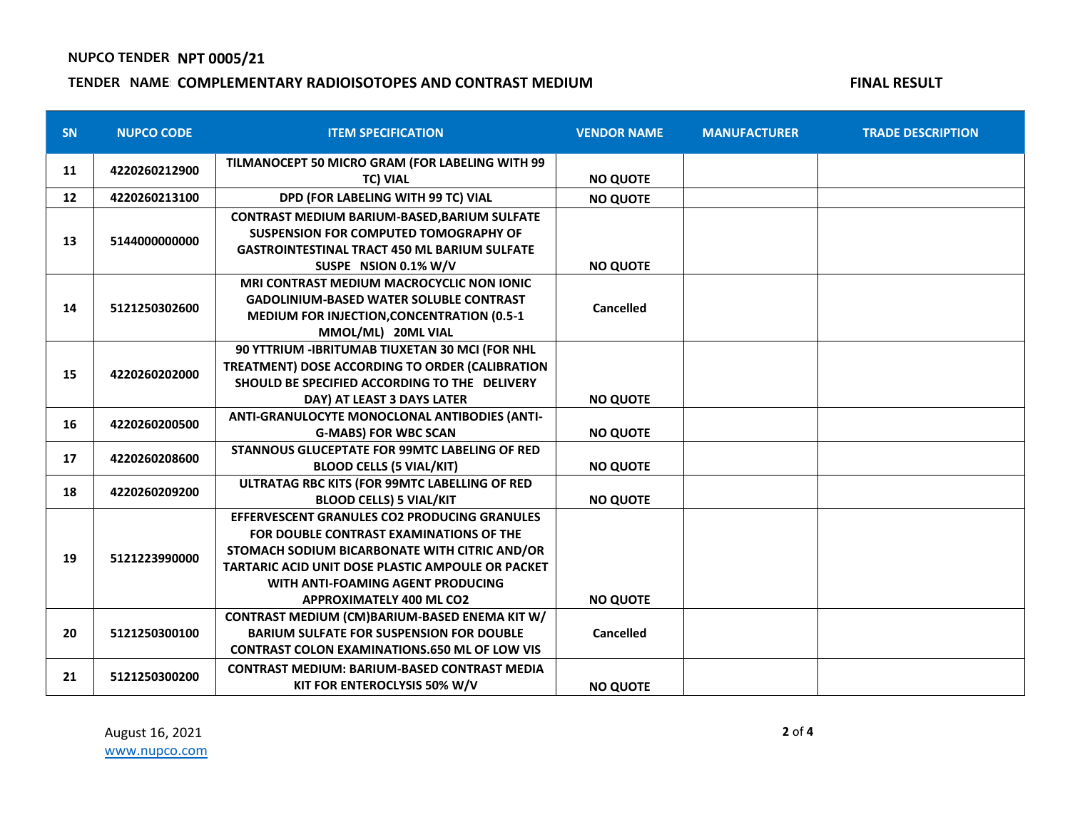NUPCO TENDER NPT 0005/21

TENDER NAME: COMPLEMENTARY RADIOISOTOPES AND CONTRAST MEDIUM

FINAL RESULT

| SN | NUPCO CODE | ITEM SPECIFICATION | VENDOR NAME | MANUFACTURER | TRADE DESCRIPTION |
|---|---|---|---|---|---|
| 11 | 4220260212900 | TILMANOCEPT 50 MICRO GRAM (FOR LABELING WITH 99 TC) VIAL | NO QUOTE | | |
| 12 | 4220260213100 | DPD (FOR LABELING WITH 99 TC) VIAL | NO QUOTE | | |
| 13 | 5144000000000 | CONTRAST MEDIUM BARIUM-BASED,BARIUM SULFATE SUSPENSION FOR COMPUTED TOMOGRAPHY OF GASTROINTESTINAL TRACT 450 ML BARIUM SULFATE SUSPE NSION 0.1% W/V | NO QUOTE | | |
| 14 | 5121250302600 | MRI CONTRAST MEDIUM MACROCYCLIC NON IONIC GADOLINIUM-BASED WATER SOLUBLE CONTRAST MEDIUM FOR INJECTION,CONCENTRATION (0.5-1 MMOL/ML) 20ML VIAL | Cancelled | | |
| 15 | 4220260202000 | 90 YTTRIUM -IBRITUMAB TIUXETAN 30 MCI (FOR NHL TREATMENT) DOSE ACCORDING TO ORDER (CALIBRATION SHOULD BE SPECIFIED ACCORDING TO THE DELIVERY DAY) AT LEAST 3 DAYS LATER | NO QUOTE | | |
| 16 | 4220260200500 | ANTI-GRANULOCYTE MONOCLONAL ANTIBODIES (ANTI-G-MABS) FOR WBC SCAN | NO QUOTE | | |
| 17 | 4220260208600 | STANNOUS GLUCEPTATE FOR 99MTC LABELING OF RED BLOOD CELLS (5 VIAL/KIT) | NO QUOTE | | |
| 18 | 4220260209200 | ULTRATAG RBC KITS (FOR 99MTC LABELLING OF RED BLOOD CELLS) 5 VIAL/KIT | NO QUOTE | | |
| 19 | 5121223990000 | EFFERVESCENT GRANULES CO2 PRODUCING GRANULES FOR DOUBLE CONTRAST EXAMINATIONS OF THE STOMACH SODIUM BICARBONATE WITH CITRIC AND/OR TARTARIC ACID UNIT DOSE PLASTIC AMPOULE OR PACKET WITH ANTI-FOAMING AGENT PRODUCING APPROXIMATELY 400 ML CO2 | NO QUOTE | | |
| 20 | 5121250300100 | CONTRAST MEDIUM (CM)BARIUM-BASED ENEMA KIT W/ BARIUM SULFATE FOR SUSPENSION FOR DOUBLE CONTRAST COLON EXAMINATIONS.650 ML OF LOW VIS | Cancelled | | |
| 21 | 5121250300200 | CONTRAST MEDIUM: BARIUM-BASED CONTRAST MEDIA KIT FOR ENTEROCLYSIS 50% W/V | NO QUOTE | | |

August 16, 2021

www.nupco.com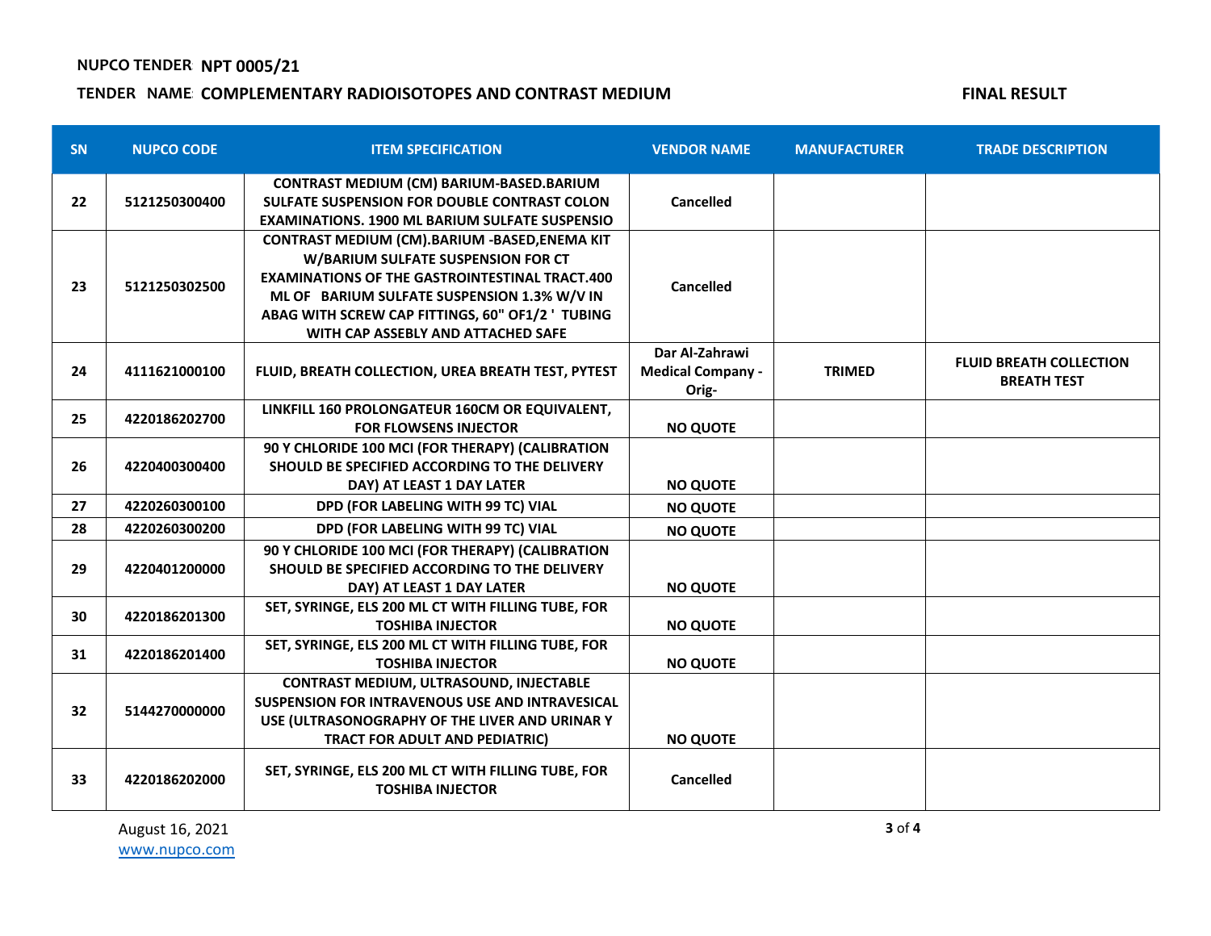**NUPCO TENDER NPT 0005/21**

**TENDER NAME: COMPLEMENTARY RADIOISOTOPES AND CONTRAST MEDIUM**

**FINAL RESULT**

| SN | NUPCO CODE | ITEM SPECIFICATION | VENDOR NAME | MANUFACTURER | TRADE DESCRIPTION |
|---|---|---|---|---|---|
| 22 | 5121250300400 | CONTRAST MEDIUM (CM) BARIUM-BASED.BARIUM SULFATE SUSPENSION FOR DOUBLE CONTRAST COLON EXAMINATIONS. 1900 ML BARIUM SULFATE SUSPENSIO | Cancelled | | |
| 23 | 5121250302500 | CONTRAST MEDIUM (CM).BARIUM -BASED,ENEMA KIT W/BARIUM SULFATE SUSPENSION FOR CT EXAMINATIONS OF THE GASTROINTESTINAL TRACT.400 ML OF BARIUM SULFATE SUSPENSION 1.3% W/V IN ABAG WITH SCREW CAP FITTINGS, 60" OF1/2 ' TUBING WITH CAP ASSEBLY AND ATTACHED SAFE | Cancelled | | |
| 24 | 4111621000100 | FLUID, BREATH COLLECTION, UREA BREATH TEST, PYTEST | Dar Al-Zahrawi Medical Company - Orig- | TRIMED | FLUID BREATH COLLECTION BREATH TEST |
| 25 | 4220186202700 | LINKFILL 160 PROLONGATEUR 160CM OR EQUIVALENT, FOR FLOWSENS INJECTOR | NO QUOTE | | |
| 26 | 4220400300400 | 90 Y CHLORIDE 100 MCI (FOR THERAPY) (CALIBRATION SHOULD BE SPECIFIED ACCORDING TO THE DELIVERY DAY) AT LEAST 1 DAY LATER | NO QUOTE | | |
| 27 | 4220260300100 | DPD (FOR LABELING WITH 99 TC) VIAL | NO QUOTE | | |
| 28 | 4220260300200 | DPD (FOR LABELING WITH 99 TC) VIAL | NO QUOTE | | |
| 29 | 4220401200000 | 90 Y CHLORIDE 100 MCI (FOR THERAPY) (CALIBRATION SHOULD BE SPECIFIED ACCORDING TO THE DELIVERY DAY) AT LEAST 1 DAY LATER | NO QUOTE | | |
| 30 | 4220186201300 | SET, SYRINGE, ELS 200 ML CT WITH FILLING TUBE, FOR TOSHIBA INJECTOR | NO QUOTE | | |
| 31 | 4220186201400 | SET, SYRINGE, ELS 200 ML CT WITH FILLING TUBE, FOR TOSHIBA INJECTOR | NO QUOTE | | |
| 32 | 5144270000000 | CONTRAST MEDIUM, ULTRASOUND, INJECTABLE SUSPENSION FOR INTRAVENOUS USE AND INTRAVESICAL USE (ULTRASONOGRAPHY OF THE LIVER AND URINAR Y TRACT FOR ADULT AND PEDIATRIC) | NO QUOTE | | |
| 33 | 4220186202000 | SET, SYRINGE, ELS 200 ML CT WITH FILLING TUBE, FOR TOSHIBA INJECTOR | Cancelled | | |

August 16, 2021
www.nupco.com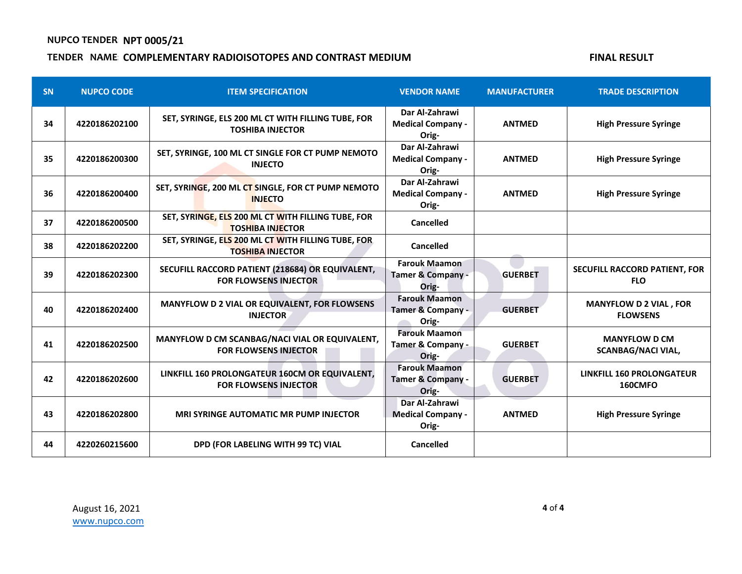NUPCO TENDER: **NPT 0005/21**

TENDER NAME: **COMPLEMENTARY RADIOISOTOPES AND CONTRAST MEDIUM**

**FINAL RESULT**

| SN | NUPCO CODE | ITEM SPECIFICATION | VENDOR NAME | MANUFACTURER | TRADE DESCRIPTION |
|---|---|---|---|---|---|
| 34 | 4220186202100 | SET, SYRINGE, ELS 200 ML CT WITH FILLING TUBE, FOR TOSHIBA INJECTOR | Dar Al-Zahrawi Medical Company - Orig- | ANTMED | High Pressure Syringe |
| 35 | 4220186200300 | SET, SYRINGE, 100 ML CT SINGLE FOR CT PUMP NEMOTO INJECTO | Dar Al-Zahrawi Medical Company - Orig- | ANTMED | High Pressure Syringe |
| 36 | 4220186200400 | SET, SYRINGE, 200 ML CT SINGLE, FOR CT PUMP NEMOTO INJECTO | Dar Al-Zahrawi Medical Company - Orig- | ANTMED | High Pressure Syringe |
| 37 | 4220186200500 | SET, SYRINGE, ELS 200 ML CT WITH FILLING TUBE, FOR TOSHIBA INJECTOR | Cancelled | | |
| 38 | 4220186202200 | SET, SYRINGE, ELS 200 ML CT WITH FILLING TUBE, FOR TOSHIBA INJECTOR | Cancelled | | |
| 39 | 4220186202300 | SECUFILL RACCORD PATIENT (218684) OR EQUIVALENT, FOR FLOWSENS INJECTOR | Farouk Maamon Tamer & Company - Orig- | GUERBET | SECUFILL RACCORD PATIENT, FOR FLO |
| 40 | 4220186202400 | MANYFLOW D 2 VIAL OR EQUIVALENT, FOR FLOWSENS INJECTOR | Farouk Maamon Tamer & Company - Orig- | GUERBET | MANYFLOW D 2 VIAL , FOR FLOWSENS |
| 41 | 4220186202500 | MANYFLOW D CM SCANBAG/NACI VIAL OR EQUIVALENT, FOR FLOWSENS INJECTOR | Farouk Maamon Tamer & Company - Orig- | GUERBET | MANYFLOW D CM SCANBAG/NACI VIAL, |
| 42 | 4220186202600 | LINKFILL 160 PROLONGATEUR 160CM OR EQUIVALENT, FOR FLOWSENS INJECTOR | Farouk Maamon Tamer & Company - Orig- | GUERBET | LINKFILL 160 PROLONGATEUR 160CMFO |
| 43 | 4220186202800 | MRI SYRINGE AUTOMATIC MR PUMP INJECTOR | Dar Al-Zahrawi Medical Company - Orig- | ANTMED | High Pressure Syringe |
| 44 | 4220260215600 | DPD (FOR LABELING WITH 99 TC) VIAL | Cancelled | | |

August 16, 2021
www.nupco.com